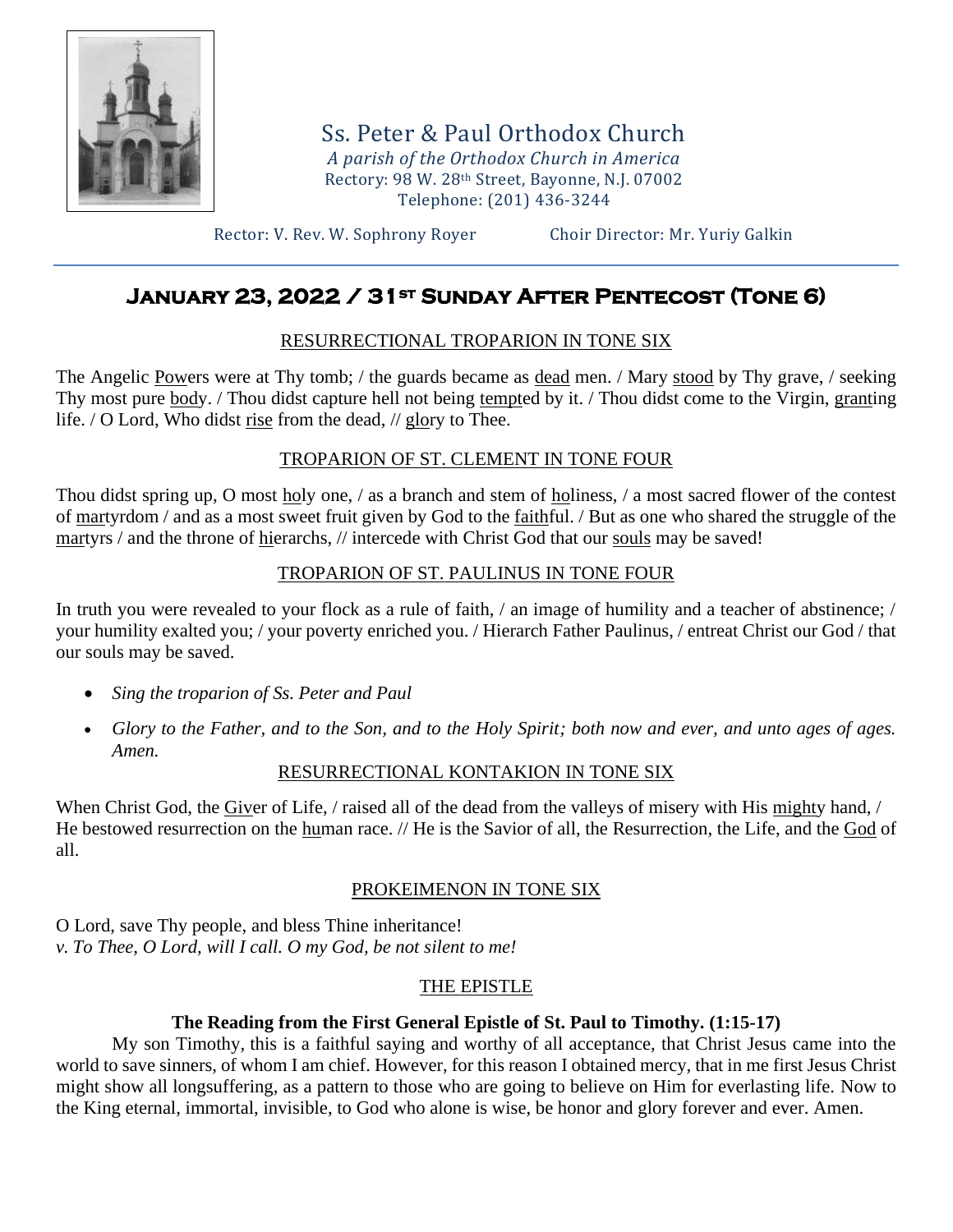# Ss. Peter & Paul Orthodox Church

*A parish of the Orthodox Church in America*
Rectory: 98 W. 28th Street, Bayonne, N.J. 07002
Telephone: (201) 436-3244

Rector: V. Rev. W. Sophrony Royer    Choir Director: Mr. Yuriy Galkin

## January 23, 2022 / 31st Sunday After Pentecost (Tone 6)

### RESURRECTIONAL TROPARION IN TONE SIX

The Angelic Powers were at Thy tomb; / the guards became as dead men. / Mary stood by Thy grave, / seeking Thy most pure body. / Thou didst capture hell not being tempted by it. / Thou didst come to the Virgin, granting life. / O Lord, Who didst rise from the dead, // glory to Thee.

### TROPARION OF ST. CLEMENT IN TONE FOUR

Thou didst spring up, O most holy one, / as a branch and stem of holiness, / a most sacred flower of the contest of martyrdom / and as a most sweet fruit given by God to the faithful. / But as one who shared the struggle of the martyrs / and the throne of hierarchs, // intercede with Christ God that our souls may be saved!

### TROPARION OF ST. PAULINUS IN TONE FOUR

In truth you were revealed to your flock as a rule of faith, / an image of humility and a teacher of abstinence; / your humility exalted you; / your poverty enriched you. / Hierarch Father Paulinus, / entreat Christ our God / that our souls may be saved.

- *Sing the troparion of Ss. Peter and Paul*
- *Glory to the Father, and to the Son, and to the Holy Spirit; both now and ever, and unto ages of ages. Amen.*

### RESURRECTIONAL KONTAKION IN TONE SIX

When Christ God, the Giver of Life, / raised all of the dead from the valleys of misery with His mighty hand, / He bestowed resurrection on the human race. // He is the Savior of all, the Resurrection, the Life, and the God of all.

### PROKEIMENON IN TONE SIX

O Lord, save Thy people, and bless Thine inheritance!
*v. To Thee, O Lord, will I call. O my God, be not silent to me!*

### THE EPISTLE

**The Reading from the First General Epistle of St. Paul to Timothy. (1:15-17)**

My son Timothy, this is a faithful saying and worthy of all acceptance, that Christ Jesus came into the world to save sinners, of whom I am chief. However, for this reason I obtained mercy, that in me first Jesus Christ might show all longsuffering, as a pattern to those who are going to believe on Him for everlasting life. Now to the King eternal, immortal, invisible, to God who alone is wise, be honor and glory forever and ever. Amen.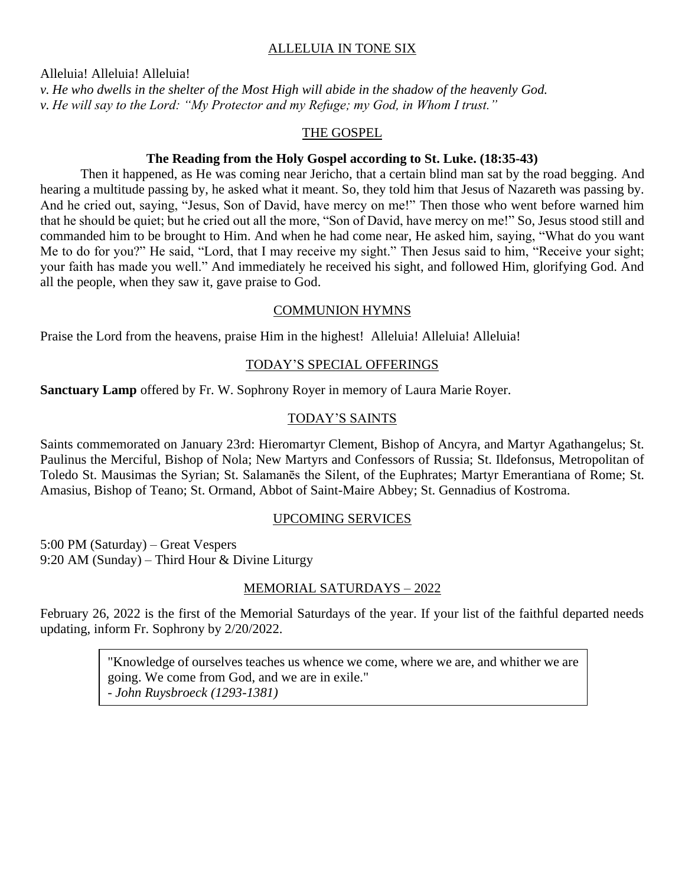## ALLELUIA IN TONE SIX

Alleluia! Alleluia! Alleluia!
*v. He who dwells in the shelter of the Most High will abide in the shadow of the heavenly God.*
*v. He will say to the Lord: "My Protector and my Refuge; my God, in Whom I trust."*

## THE GOSPEL

**The Reading from the Holy Gospel according to St. Luke. (18:35-43)**

Then it happened, as He was coming near Jericho, that a certain blind man sat by the road begging. And hearing a multitude passing by, he asked what it meant. So, they told him that Jesus of Nazareth was passing by. And he cried out, saying, "Jesus, Son of David, have mercy on me!" Then those who went before warned him that he should be quiet; but he cried out all the more, "Son of David, have mercy on me!" So, Jesus stood still and commanded him to be brought to Him. And when he had come near, He asked him, saying, "What do you want Me to do for you?" He said, "Lord, that I may receive my sight." Then Jesus said to him, "Receive your sight; your faith has made you well." And immediately he received his sight, and followed Him, glorifying God. And all the people, when they saw it, gave praise to God.

## COMMUNION HYMNS

Praise the Lord from the heavens, praise Him in the highest! Alleluia! Alleluia! Alleluia!

## TODAY'S SPECIAL OFFERINGS

**Sanctuary Lamp** offered by Fr. W. Sophrony Royer in memory of Laura Marie Royer.

## TODAY'S SAINTS

Saints commemorated on January 23rd: Hieromartyr Clement, Bishop of Ancyra, and Martyr Agathangelus; St. Paulinus the Merciful, Bishop of Nola; New Martyrs and Confessors of Russia; St. Ildefonsus, Metropolitan of Toledo St. Mausimas the Syrian; St. Salamanēs the Silent, of the Euphrates; Martyr Emerantiana of Rome; St. Amasius, Bishop of Teano; St. Ormand, Abbot of Saint-Maire Abbey; St. Gennadius of Kostroma.

## UPCOMING SERVICES

5:00 PM (Saturday) – Great Vespers
9:20 AM (Sunday) – Third Hour & Divine Liturgy

## MEMORIAL SATURDAYS – 2022

February 26, 2022 is the first of the Memorial Saturdays of the year. If your list of the faithful departed needs updating, inform Fr. Sophrony by 2/20/2022.

"Knowledge of ourselves teaches us whence we come, where we are, and whither we are going. We come from God, and we are in exile."
*- John Ruysbroeck (1293-1381)*